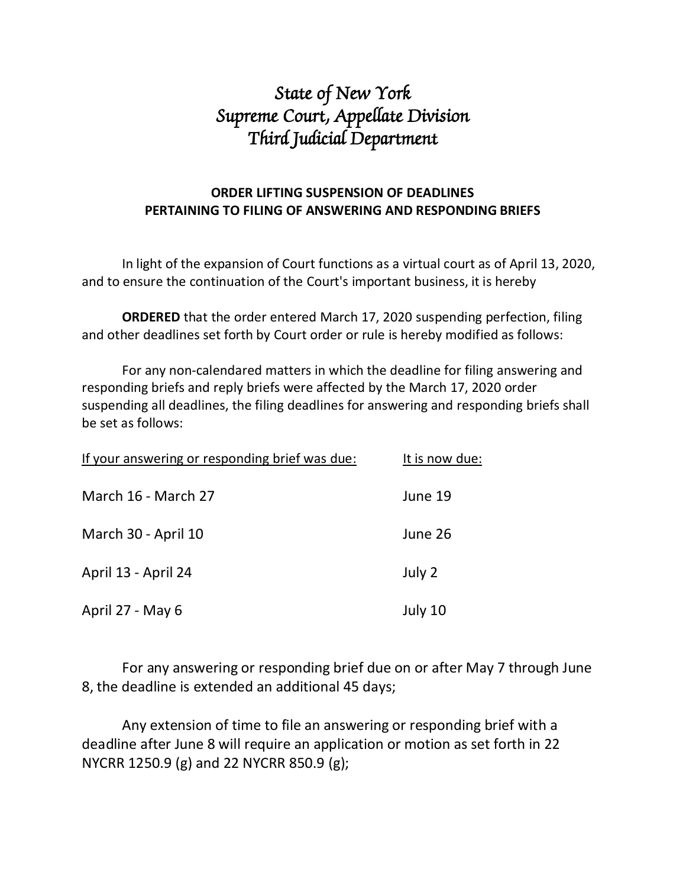# *State of New York*
# *Supreme Court, Appellate Division*
# *Third Judicial Department*

## ORDER LIFTING SUSPENSION OF DEADLINES PERTAINING TO FILING OF ANSWERING AND RESPONDING BRIEFS

In light of the expansion of Court functions as a virtual court as of April 13, 2020, and to ensure the continuation of the Court's important business, it is hereby

**ORDERED** that the order entered March 17, 2020 suspending perfection, filing and other deadlines set forth by Court order or rule is hereby modified as follows:

For any non-calendared matters in which the deadline for filing answering and responding briefs and reply briefs were affected by the March 17, 2020 order suspending all deadlines, the filing deadlines for answering and responding briefs shall be set as follows:

| If your answering or responding brief was due: | It is now due: |
|---|---|
| March 16 - March 27 | June 19 |
| March 30 - April 10 | June 26 |
| April 13 - April 24 | July 2 |
| April 27 - May 6 | July 10 |

For any answering or responding brief due on or after May 7 through June 8, the deadline is extended an additional 45 days;

Any extension of time to file an answering or responding brief with a deadline after June 8 will require an application or motion as set forth in 22 NYCRR 1250.9 (g) and 22 NYCRR 850.9 (g);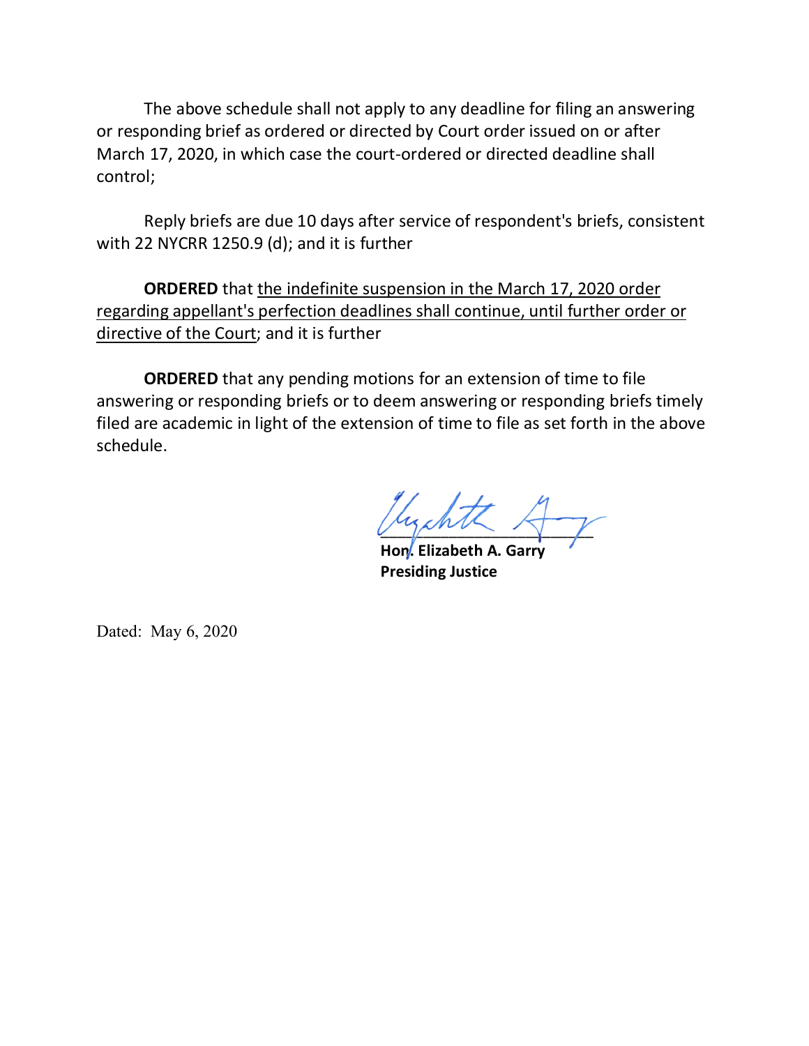The above schedule shall not apply to any deadline for filing an answering or responding brief as ordered or directed by Court order issued on or after March 17, 2020, in which case the court-ordered or directed deadline shall control;

Reply briefs are due 10 days after service of respondent's briefs, consistent with 22 NYCRR 1250.9 (d); and it is further

**ORDERED** that the indefinite suspension in the March 17, 2020 order regarding appellant's perfection deadlines shall continue, until further order or directive of the Court; and it is further

**ORDERED** that any pending motions for an extension of time to file answering or responding briefs or to deem answering or responding briefs timely filed are academic in light of the extension of time to file as set forth in the above schedule.

**Hon. Elizabeth A. Garry**
**Presiding Justice**

Dated: May 6, 2020